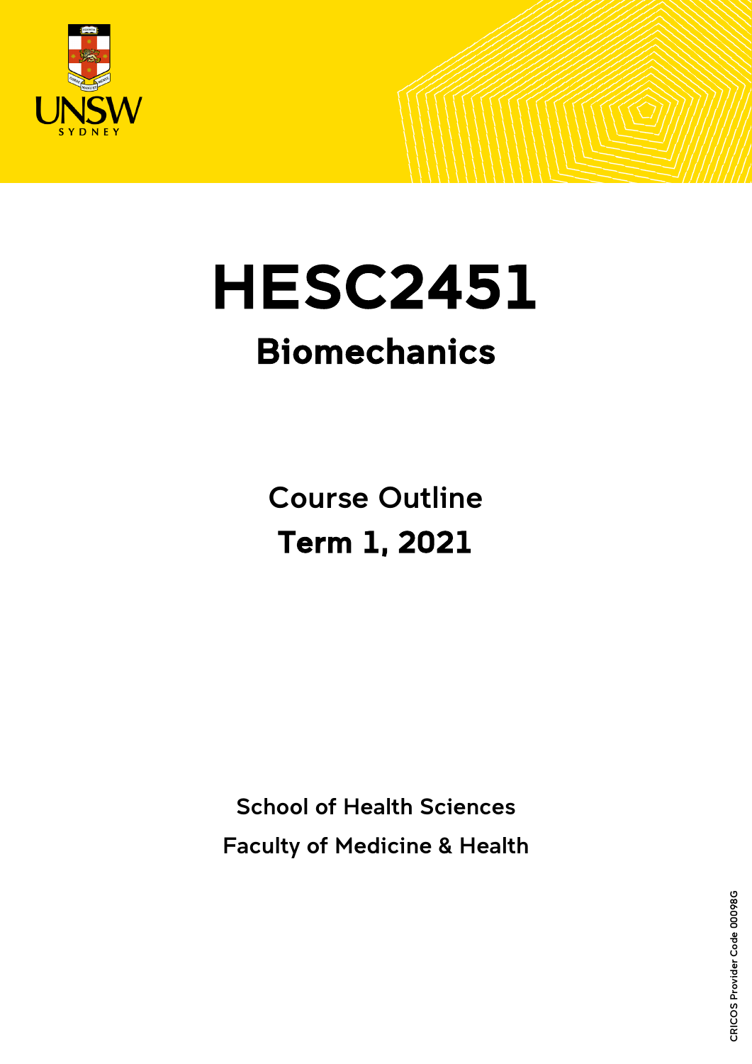# HESC2451

## Biomechanics

Course Outline

**Term 1, 2021**

School of Health Sciences

Faculty of Medicine & Health

CRICOS Provider Code 00098G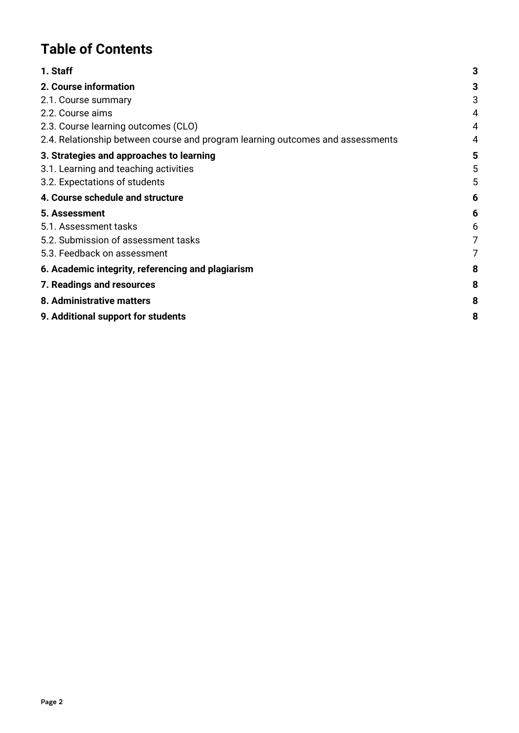# Table of Contents

| | |
|---|---|
| **1. Staff** | **3** |
| **2. Course information** | **3** |
| 2.1. Course summary | 3 |
| 2.2. Course aims | 4 |
| 2.3. Course learning outcomes (CLO) | 4 |
| 2.4. Relationship between course and program learning outcomes and assessments | 4 |
| **3. Strategies and approaches to learning** | **5** |
| 3.1. Learning and teaching activities | 5 |
| 3.2. Expectations of students | 5 |
| **4. Course schedule and structure** | **6** |
| **5. Assessment** | **6** |
| 5.1. Assessment tasks | 6 |
| 5.2. Submission of assessment tasks | 7 |
| 5.3. Feedback on assessment | 7 |
| **6. Academic integrity, referencing and plagiarism** | **8** |
| **7. Readings and resources** | **8** |
| **8. Administrative matters** | **8** |
| **9. Additional support for students** | **8** |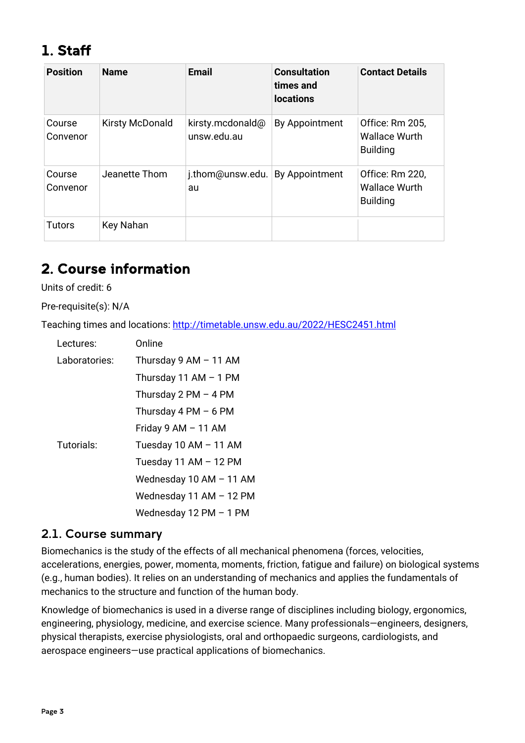## 1. Staff

| Position | Name | Email | Consultation times and locations | Contact Details |
|---|---|---|---|---|
| Course Convenor | Kirsty McDonald | kirsty.mcdonald@unsw.edu.au | By Appointment | Office: Rm 205, Wallace Wurth Building |
| Course Convenor | Jeanette Thom | j.thom@unsw.edu.au | By Appointment | Office: Rm 220, Wallace Wurth Building |
| Tutors | Key Nahan | | | |

## 2. Course information

Units of credit: 6

Pre-requisite(s): N/A

Teaching times and locations: [http://timetable.unsw.edu.au/2022/HESC2451.html](http://timetable.unsw.edu.au/2022/HESC2451.html)

| | |
|---|---|
| Lectures: | Online |
| Laboratories: | Thursday 9 AM – 11 AM |
| | Thursday 11 AM – 1 PM |
| | Thursday 2 PM – 4 PM |
| | Thursday 4 PM – 6 PM |
| | Friday 9 AM – 11 AM |
| Tutorials: | Tuesday 10 AM – 11 AM |
| | Tuesday 11 AM – 12 PM |
| | Wednesday 10 AM – 11 AM |
| | Wednesday 11 AM – 12 PM |
| | Wednesday 12 PM – 1 PM |

### 2.1. Course summary

Biomechanics is the study of the effects of all mechanical phenomena (forces, velocities, accelerations, energies, power, momenta, moments, friction, fatigue and failure) on biological systems (e.g., human bodies). It relies on an understanding of mechanics and applies the fundamentals of mechanics to the structure and function of the human body.

Knowledge of biomechanics is used in a diverse range of disciplines including biology, ergonomics, engineering, physiology, medicine, and exercise science. Many professionals—engineers, designers, physical therapists, exercise physiologists, oral and orthopaedic surgeons, cardiologists, and aerospace engineers—use practical applications of biomechanics.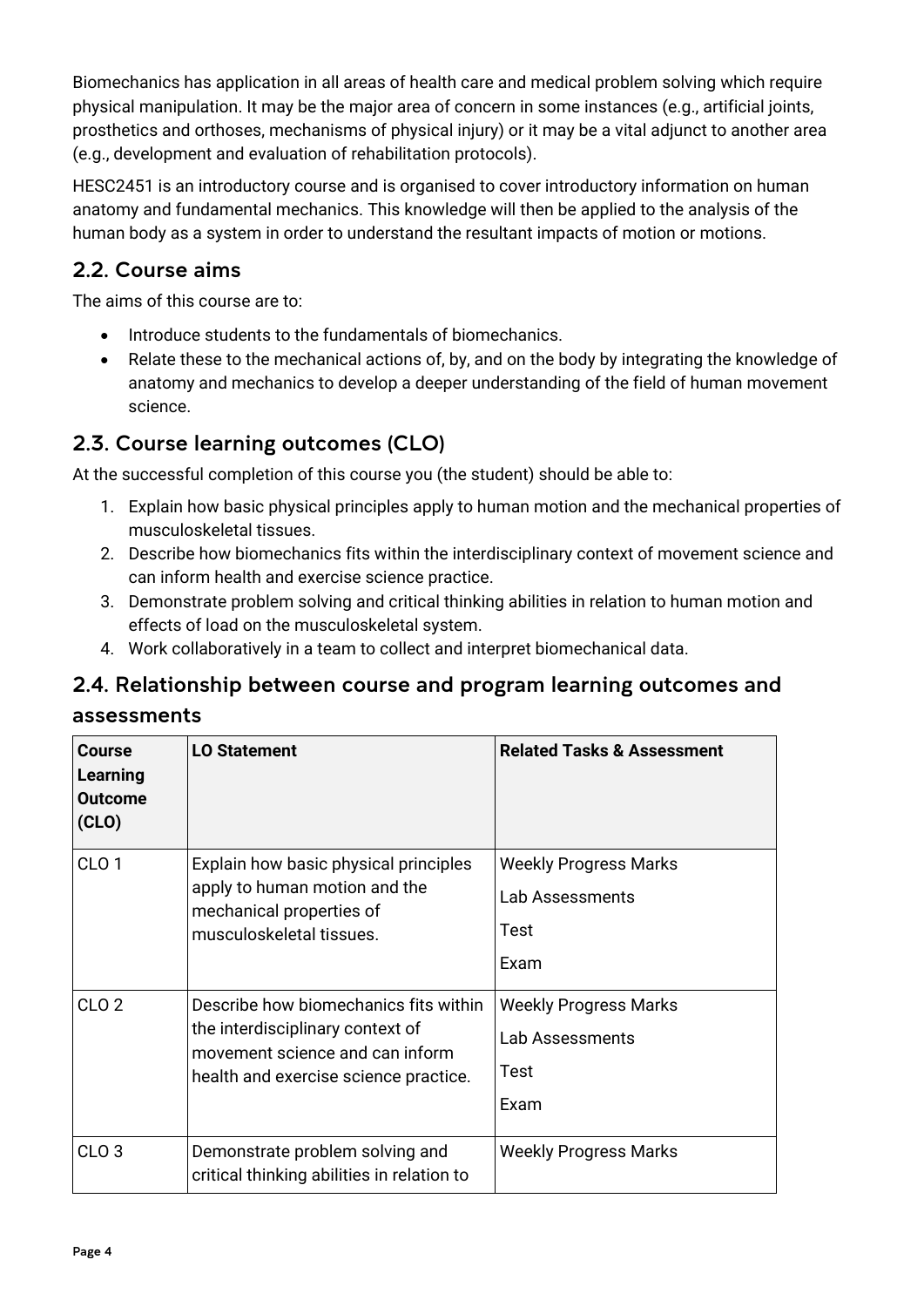Biomechanics has application in all areas of health care and medical problem solving which require physical manipulation. It may be the major area of concern in some instances (e.g., artificial joints, prosthetics and orthoses, mechanisms of physical injury) or it may be a vital adjunct to another area (e.g., development and evaluation of rehabilitation protocols).

HESC2451 is an introductory course and is organised to cover introductory information on human anatomy and fundamental mechanics. This knowledge will then be applied to the analysis of the human body as a system in order to understand the resultant impacts of motion or motions.

## 2.2. Course aims

The aims of this course are to:

- Introduce students to the fundamentals of biomechanics.
- Relate these to the mechanical actions of, by, and on the body by integrating the knowledge of anatomy and mechanics to develop a deeper understanding of the field of human movement science.

## 2.3. Course learning outcomes (CLO)

At the successful completion of this course you (the student) should be able to:

1. Explain how basic physical principles apply to human motion and the mechanical properties of musculoskeletal tissues.
2. Describe how biomechanics fits within the interdisciplinary context of movement science and can inform health and exercise science practice.
3. Demonstrate problem solving and critical thinking abilities in relation to human motion and effects of load on the musculoskeletal system.
4. Work collaboratively in a team to collect and interpret biomechanical data.

## 2.4. Relationship between course and program learning outcomes and assessments

| Course Learning Outcome (CLO) | LO Statement | Related Tasks & Assessment |
|---|---|---|
| CLO 1 | Explain how basic physical principles apply to human motion and the mechanical properties of musculoskeletal tissues. | Weekly Progress Marks<br>Lab Assessments<br>Test<br>Exam |
| CLO 2 | Describe how biomechanics fits within the interdisciplinary context of movement science and can inform health and exercise science practice. | Weekly Progress Marks<br>Lab Assessments<br>Test<br>Exam |
| CLO 3 | Demonstrate problem solving and critical thinking abilities in relation to | Weekly Progress Marks |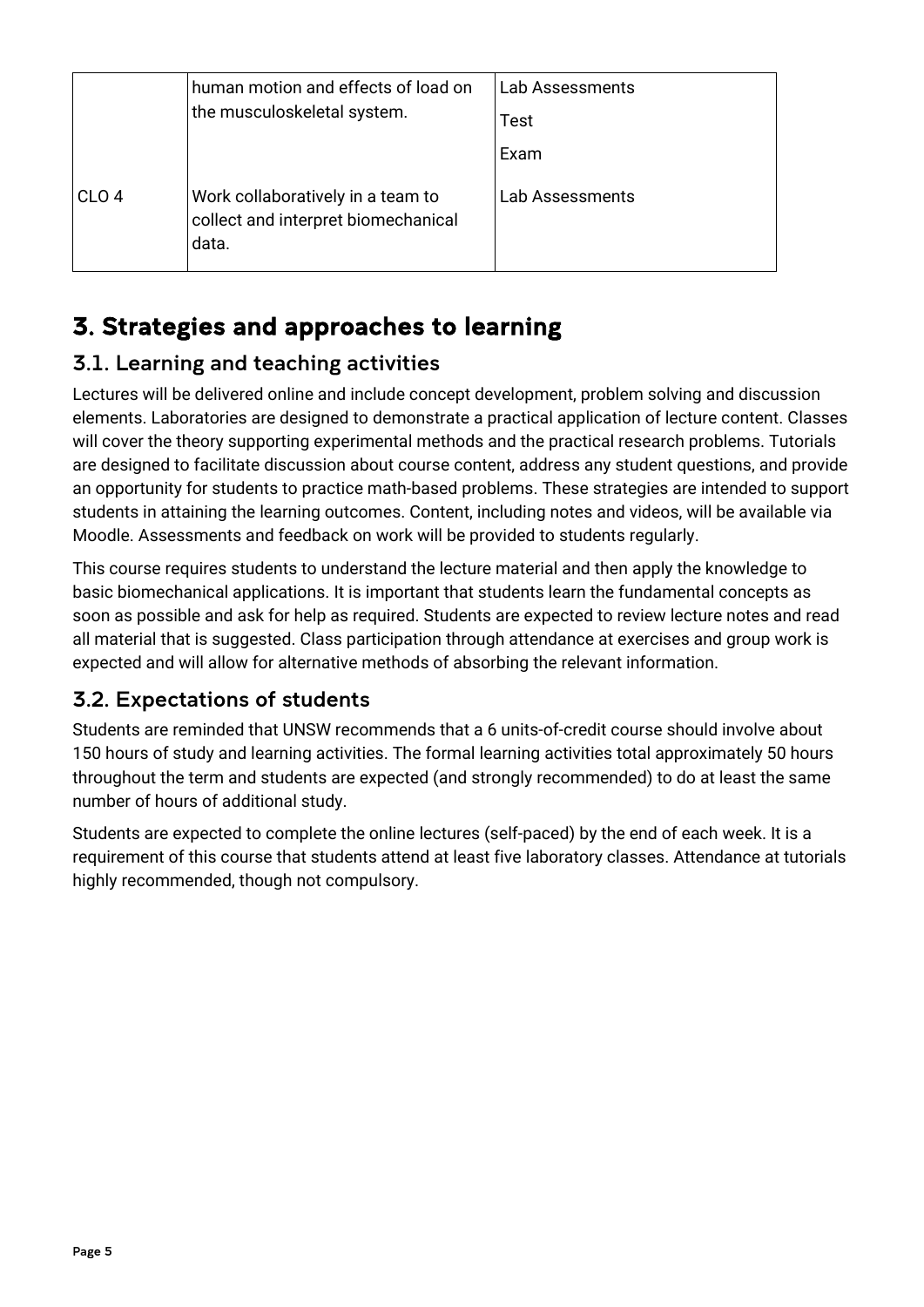| | | |
|---|---|---|
| | human motion and effects of load on the musculoskeletal system. | Lab Assessments<br>Test<br>Exam |
| CLO 4 | Work collaboratively in a team to collect and interpret biomechanical data. | Lab Assessments |

# 3. Strategies and approaches to learning

## 3.1. Learning and teaching activities

Lectures will be delivered online and include concept development, problem solving and discussion elements. Laboratories are designed to demonstrate a practical application of lecture content. Classes will cover the theory supporting experimental methods and the practical research problems. Tutorials are designed to facilitate discussion about course content, address any student questions, and provide an opportunity for students to practice math-based problems. These strategies are intended to support students in attaining the learning outcomes. Content, including notes and videos, will be available via Moodle. Assessments and feedback on work will be provided to students regularly.

This course requires students to understand the lecture material and then apply the knowledge to basic biomechanical applications. It is important that students learn the fundamental concepts as soon as possible and ask for help as required. Students are expected to review lecture notes and read all material that is suggested. Class participation through attendance at exercises and group work is expected and will allow for alternative methods of absorbing the relevant information.

## 3.2. Expectations of students

Students are reminded that UNSW recommends that a 6 units-of-credit course should involve about 150 hours of study and learning activities. The formal learning activities total approximately 50 hours throughout the term and students are expected (and strongly recommended) to do at least the same number of hours of additional study.

Students are expected to complete the online lectures (self-paced) by the end of each week. It is a requirement of this course that students attend at least five laboratory classes. Attendance at tutorials highly recommended, though not compulsory.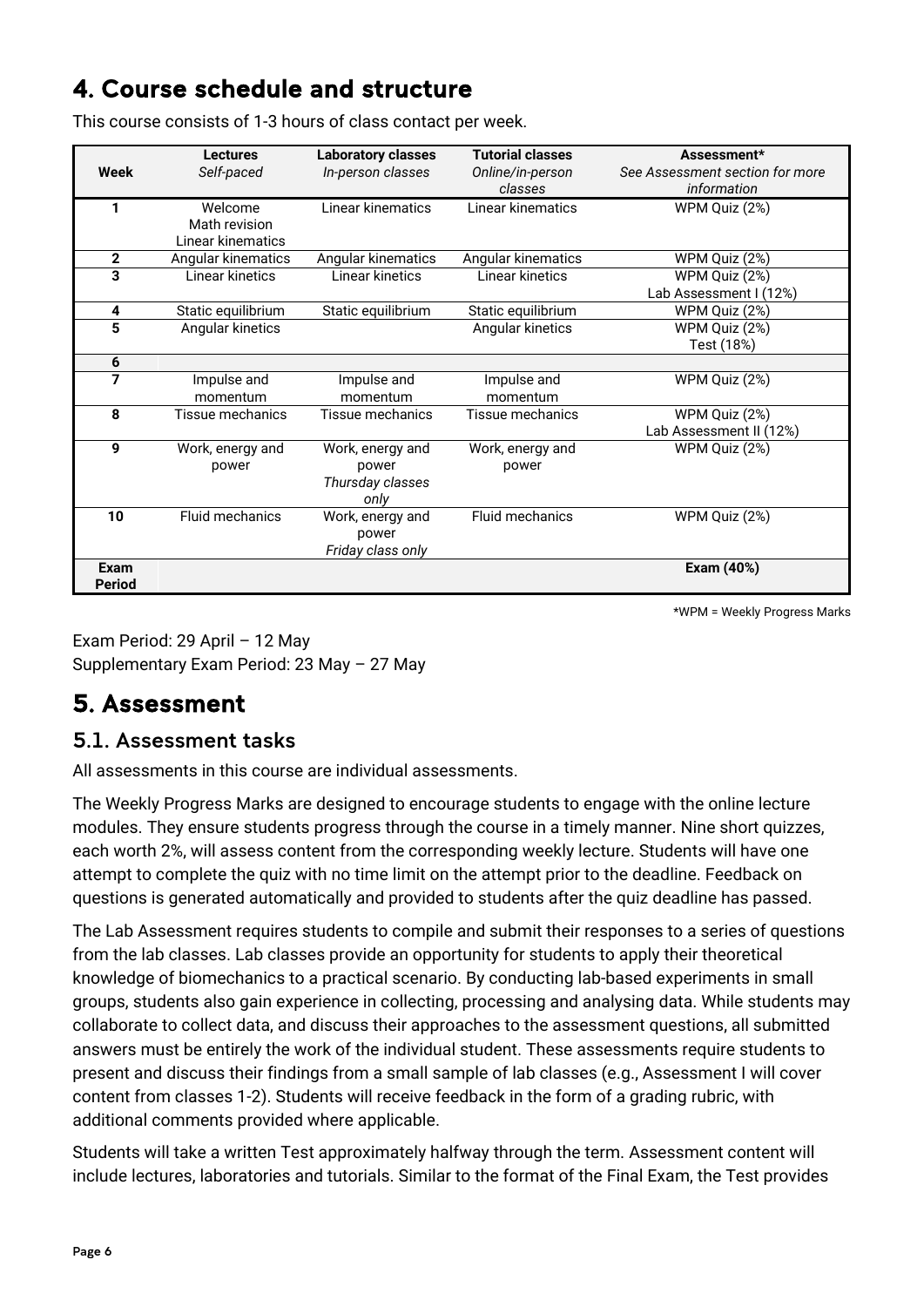# 4. Course schedule and structure

This course consists of 1-3 hours of class contact per week.

| Week | Lectures *Self-paced* | Laboratory classes *In-person classes* | Tutorial classes *Online/in-person classes* | Assessment* *See Assessment section for more information* |
|---|---|---|---|---|
| 1 | Welcome Math revision Linear kinematics | Linear kinematics | Linear kinematics | WPM Quiz (2%) |
| 2 | Angular kinematics | Angular kinematics | Angular kinematics | WPM Quiz (2%) |
| 3 | Linear kinetics | Linear kinetics | Linear kinetics | WPM Quiz (2%) Lab Assessment I (12%) |
| 4 | Static equilibrium | Static equilibrium | Static equilibrium | WPM Quiz (2%) |
| 5 | Angular kinetics | | Angular kinetics | WPM Quiz (2%) Test (18%) |
| 6 | | | | |
| 7 | Impulse and momentum | Impulse and momentum | Impulse and momentum | WPM Quiz (2%) |
| 8 | Tissue mechanics | Tissue mechanics | Tissue mechanics | WPM Quiz (2%) Lab Assessment II (12%) |
| 9 | Work, energy and power | Work, energy and power *Thursday classes only* | Work, energy and power | WPM Quiz (2%) |
| 10 | Fluid mechanics | Work, energy and power *Friday class only* | Fluid mechanics | WPM Quiz (2%) |
| **Exam Period** | | | | **Exam (40%)** |

*WPM = Weekly Progress Marks

Exam Period: 29 April – 12 May
Supplementary Exam Period: 23 May – 27 May

# 5. Assessment

## 5.1. Assessment tasks

All assessments in this course are individual assessments.

The Weekly Progress Marks are designed to encourage students to engage with the online lecture modules. They ensure students progress through the course in a timely manner. Nine short quizzes, each worth 2%, will assess content from the corresponding weekly lecture. Students will have one attempt to complete the quiz with no time limit on the attempt prior to the deadline. Feedback on questions is generated automatically and provided to students after the quiz deadline has passed.

The Lab Assessment requires students to compile and submit their responses to a series of questions from the lab classes. Lab classes provide an opportunity for students to apply their theoretical knowledge of biomechanics to a practical scenario. By conducting lab-based experiments in small groups, students also gain experience in collecting, processing and analysing data. While students may collaborate to collect data, and discuss their approaches to the assessment questions, all submitted answers must be entirely the work of the individual student. These assessments require students to present and discuss their findings from a small sample of lab classes (e.g., Assessment I will cover content from classes 1-2). Students will receive feedback in the form of a grading rubric, with additional comments provided where applicable.

Students will take a written Test approximately halfway through the term. Assessment content will include lectures, laboratories and tutorials. Similar to the format of the Final Exam, the Test provides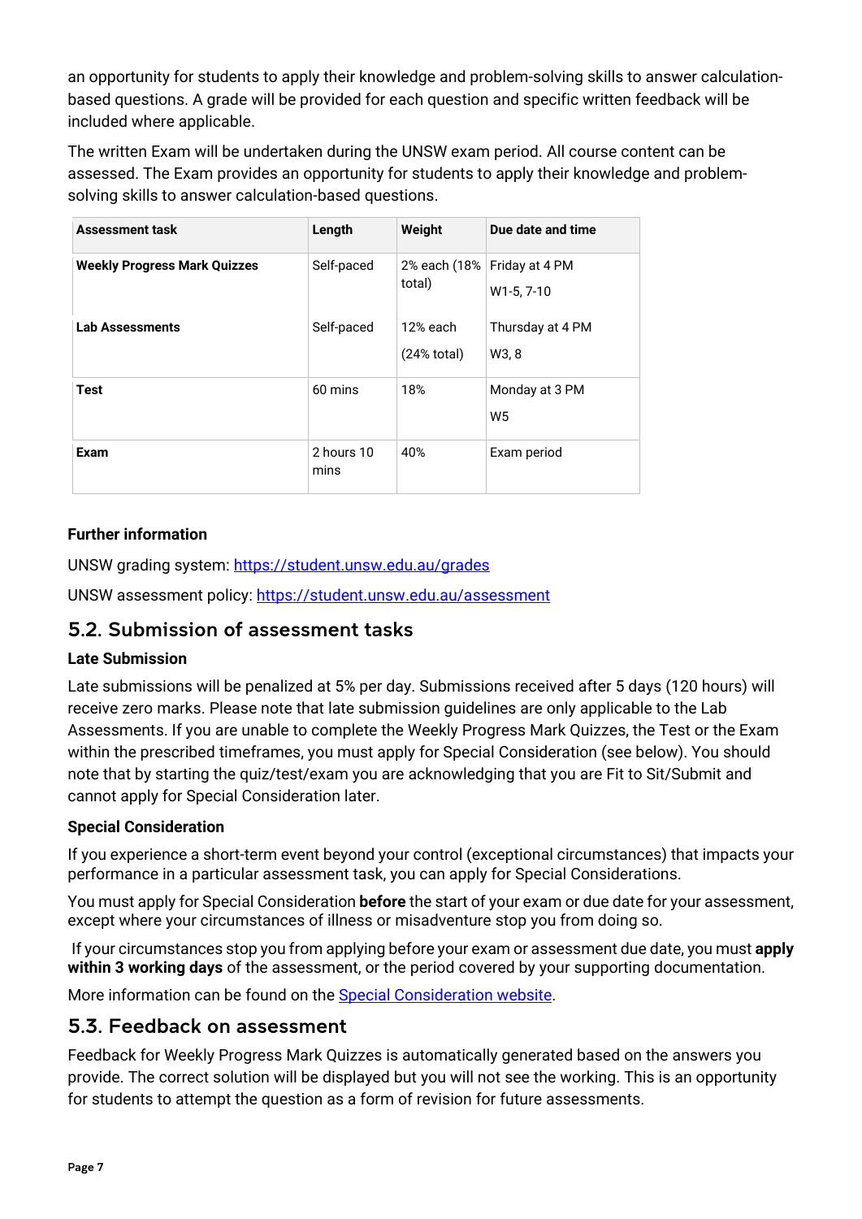an opportunity for students to apply their knowledge and problem-solving skills to answer calculation-based questions. A grade will be provided for each question and specific written feedback will be included where applicable.

The written Exam will be undertaken during the UNSW exam period. All course content can be assessed. The Exam provides an opportunity for students to apply their knowledge and problem-solving skills to answer calculation-based questions.

| Assessment task | Length | Weight | Due date and time |
|---|---|---|---|
| **Weekly Progress Mark Quizzes** | Self-paced | 2% each (18% total) | Friday at 4 PM<br>W1-5, 7-10 |
| **Lab Assessments** | Self-paced | 12% each<br>(24% total) | Thursday at 4 PM<br>W3, 8 |
| **Test** | 60 mins | 18% | Monday at 3 PM<br>W5 |
| **Exam** | 2 hours 10 mins | 40% | Exam period |

**Further information**

UNSW grading system: https://student.unsw.edu.au/grades

UNSW assessment policy: https://student.unsw.edu.au/assessment

## 5.2. Submission of assessment tasks

**Late Submission**

Late submissions will be penalized at 5% per day. Submissions received after 5 days (120 hours) will receive zero marks. Please note that late submission guidelines are only applicable to the Lab Assessments. If you are unable to complete the Weekly Progress Mark Quizzes, the Test or the Exam within the prescribed timeframes, you must apply for Special Consideration (see below). You should note that by starting the quiz/test/exam you are acknowledging that you are Fit to Sit/Submit and cannot apply for Special Consideration later.

**Special Consideration**

If you experience a short-term event beyond your control (exceptional circumstances) that impacts your performance in a particular assessment task, you can apply for Special Considerations.

You must apply for Special Consideration **before** the start of your exam or due date for your assessment, except where your circumstances of illness or misadventure stop you from doing so.

If your circumstances stop you from applying before your exam or assessment due date, you must **apply within 3 working days** of the assessment, or the period covered by your supporting documentation.

More information can be found on the Special Consideration website.

## 5.3. Feedback on assessment

Feedback for Weekly Progress Mark Quizzes is automatically generated based on the answers you provide. The correct solution will be displayed but you will not see the working. This is an opportunity for students to attempt the question as a form of revision for future assessments.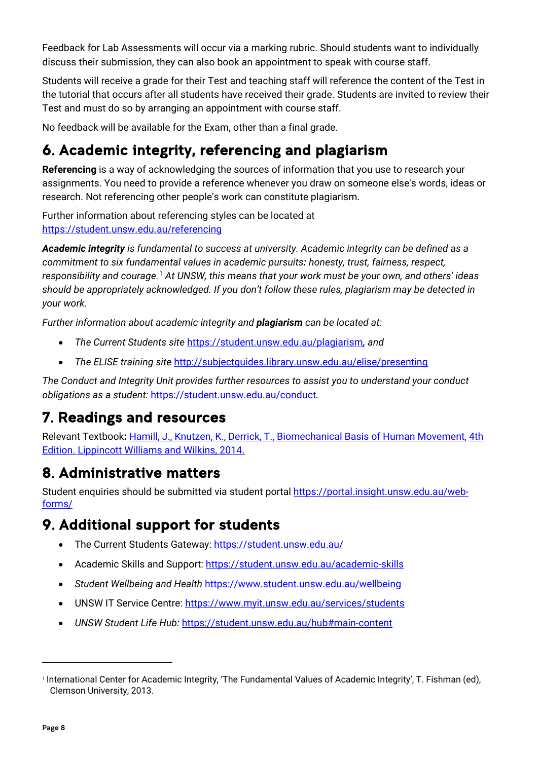Feedback for Lab Assessments will occur via a marking rubric. Should students want to individually discuss their submission, they can also book an appointment to speak with course staff.

Students will receive a grade for their Test and teaching staff will reference the content of the Test in the tutorial that occurs after all students have received their grade. Students are invited to review their Test and must do so by arranging an appointment with course staff.

No feedback will be available for the Exam, other than a final grade.

## 6. Academic integrity, referencing and plagiarism

**Referencing** is a way of acknowledging the sources of information that you use to research your assignments. You need to provide a reference whenever you draw on someone else's words, ideas or research. Not referencing other people's work can constitute plagiarism.

Further information about referencing styles can be located at [https://student.unsw.edu.au/referencing](https://student.unsw.edu.au/referencing)

***Academic integrity*** *is fundamental to success at university. Academic integrity can be defined as a commitment to six fundamental values in academic pursuits:* *honesty, trust, fairness, respect, responsibility and courage.*[1] *At UNSW, this means that your work must be your own, and others' ideas should be appropriately acknowledged. If you don't follow these rules, plagiarism may be detected in your work.*

*Further information about academic integrity and* ***plagiarism*** *can be located at:*

- *The Current Students site* [https://student.unsw.edu.au/plagiarism](https://student.unsw.edu.au/plagiarism)*, and*
- *The ELISE training site* [http://subjectguides.library.unsw.edu.au/elise/presenting](http://subjectguides.library.unsw.edu.au/elise/presenting)

*The Conduct and Integrity Unit provides further resources to assist you to understand your conduct obligations as a student:* [https://student.unsw.edu.au/conduct](https://student.unsw.edu.au/conduct).

## 7. Readings and resources

Relevant Textbook**:** Hamill, J., Knutzen, K., Derrick, T., Biomechanical Basis of Human Movement, 4th Edition. Lippincott Williams and Wilkins, 2014.

## 8. Administrative matters

Student enquiries should be submitted via student portal [https://portal.insight.unsw.edu.au/web-forms/](https://portal.insight.unsw.edu.au/web-forms/)

## 9. Additional support for students

- The Current Students Gateway: [https://student.unsw.edu.au/](https://student.unsw.edu.au/)
- Academic Skills and Support: [https://student.unsw.edu.au/academic-skills](https://student.unsw.edu.au/academic-skills)
- *Student Wellbeing and Health* [https://www.student.unsw.edu.au/wellbeing](https://www.student.unsw.edu.au/wellbeing)
- UNSW IT Service Centre: [https://www.myit.unsw.edu.au/services/students](https://www.myit.unsw.edu.au/services/students)
- *UNSW Student Life Hub:* [https://student.unsw.edu.au/hub#main-content](https://student.unsw.edu.au/hub#main-content)

---

[1] International Center for Academic Integrity, 'The Fundamental Values of Academic Integrity', T. Fishman (ed), Clemson University, 2013.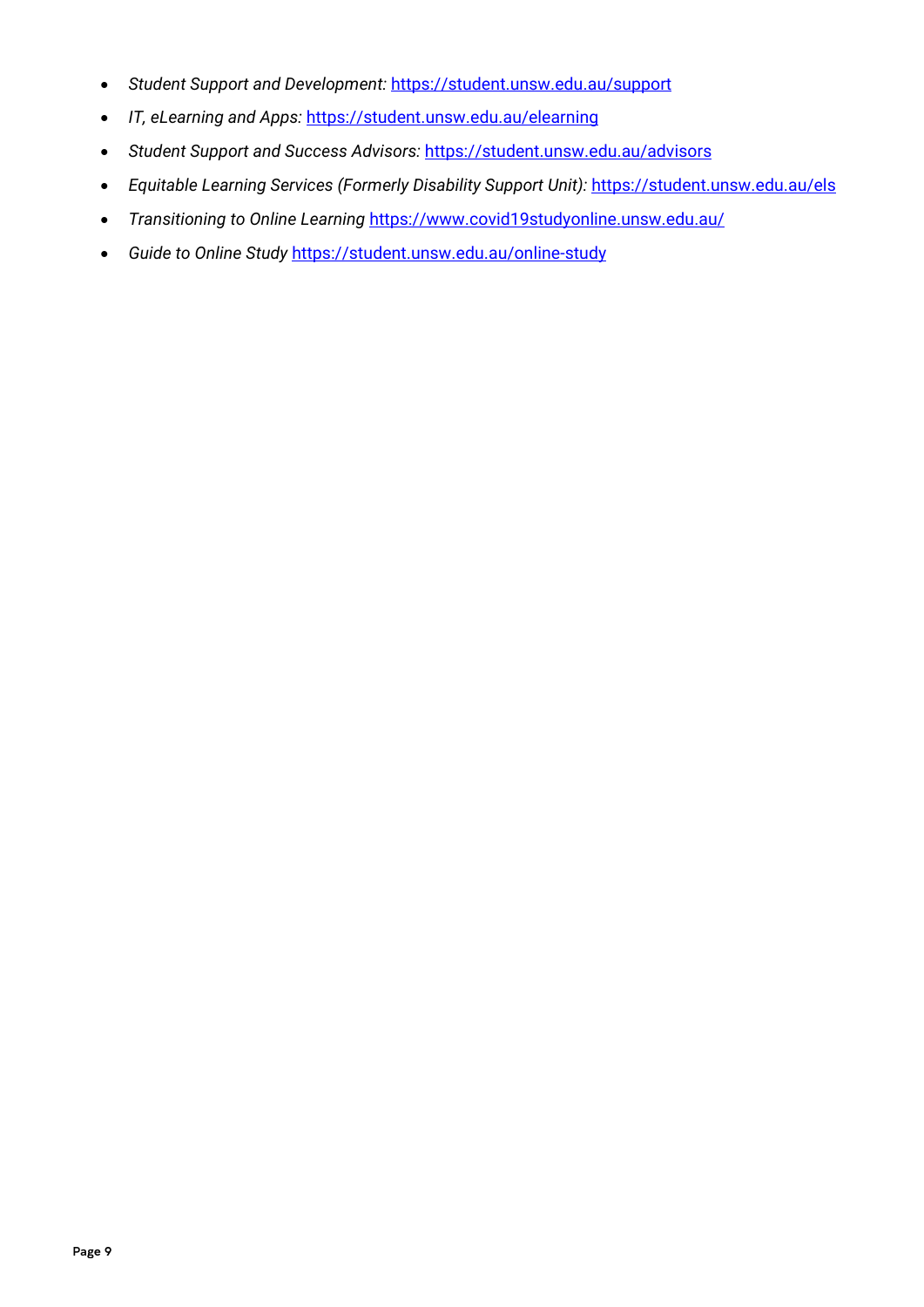- *Student Support and Development:* https://student.unsw.edu.au/support
- *IT, eLearning and Apps:* https://student.unsw.edu.au/elearning
- *Student Support and Success Advisors:* https://student.unsw.edu.au/advisors
- *Equitable Learning Services (Formerly Disability Support Unit):* https://student.unsw.edu.au/els
- *Transitioning to Online Learning* https://www.covid19studyonline.unsw.edu.au/
- *Guide to Online Study* https://student.unsw.edu.au/online-study